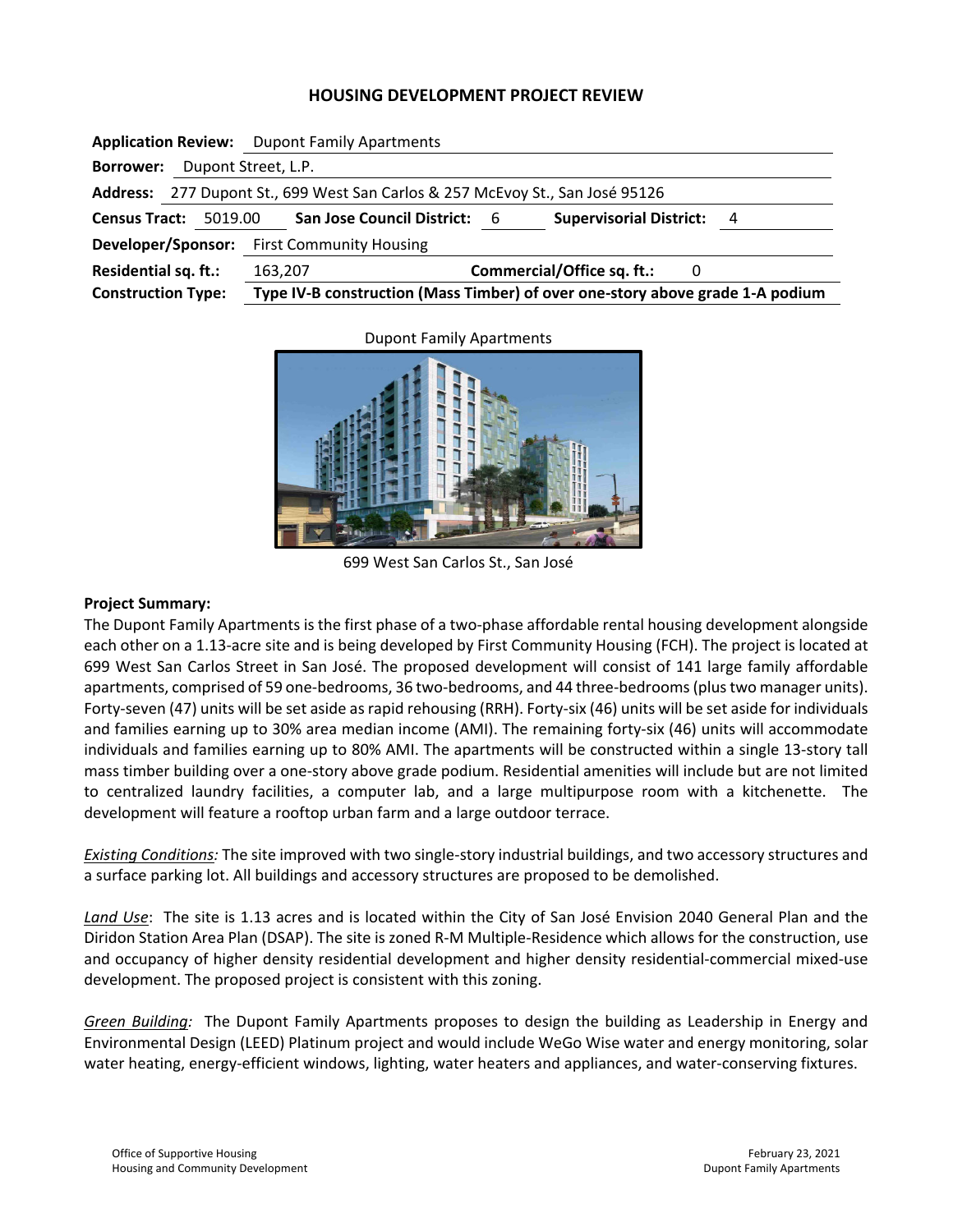# HOUSING DEVELOPMENT PROJECT REVIEW

**Application Review:** Dupont Family Apartments

**Borrower:** Dupont Street, L.P.

**Address:** 277 Dupont St., 699 West San Carlos & 257 McEvoy St., San José 95126

**Census Tract:** 5019.00 **San Jose Council District:** 6 **Supervisorial District:** 4

**Developer/Sponsor:** First Community Housing

**Residential sq. ft.:** 163,207 **Commercial/Office sq. ft.:** 0

**Construction Type:** **Type IV-B construction (Mass Timber) of over one-story above grade 1-A podium**

Dupont Family Apartments

699 West San Carlos St., San José

**Project Summary:**

The Dupont Family Apartments is the first phase of a two-phase affordable rental housing development alongside each other on a 1.13-acre site and is being developed by First Community Housing (FCH). The project is located at 699 West San Carlos Street in San José. The proposed development will consist of 141 large family affordable apartments, comprised of 59 one-bedrooms, 36 two-bedrooms, and 44 three-bedrooms (plus two manager units). Forty-seven (47) units will be set aside as rapid rehousing (RRH). Forty-six (46) units will be set aside for individuals and families earning up to 30% area median income (AMI). The remaining forty-six (46) units will accommodate individuals and families earning up to 80% AMI. The apartments will be constructed within a single 13-story tall mass timber building over a one-story above grade podium. Residential amenities will include but are not limited to centralized laundry facilities, a computer lab, and a large multipurpose room with a kitchenette. The development will feature a rooftop urban farm and a large outdoor terrace.

*Existing Conditions:* The site improved with two single-story industrial buildings, and two accessory structures and a surface parking lot. All buildings and accessory structures are proposed to be demolished.

*Land Use*: The site is 1.13 acres and is located within the City of San José Envision 2040 General Plan and the Diridon Station Area Plan (DSAP). The site is zoned R-M Multiple-Residence which allows for the construction, use and occupancy of higher density residential development and higher density residential-commercial mixed-use development. The proposed project is consistent with this zoning.

*Green Building:* The Dupont Family Apartments proposes to design the building as Leadership in Energy and Environmental Design (LEED) Platinum project and would include WeGo Wise water and energy monitoring, solar water heating, energy-efficient windows, lighting, water heaters and appliances, and water-conserving fixtures.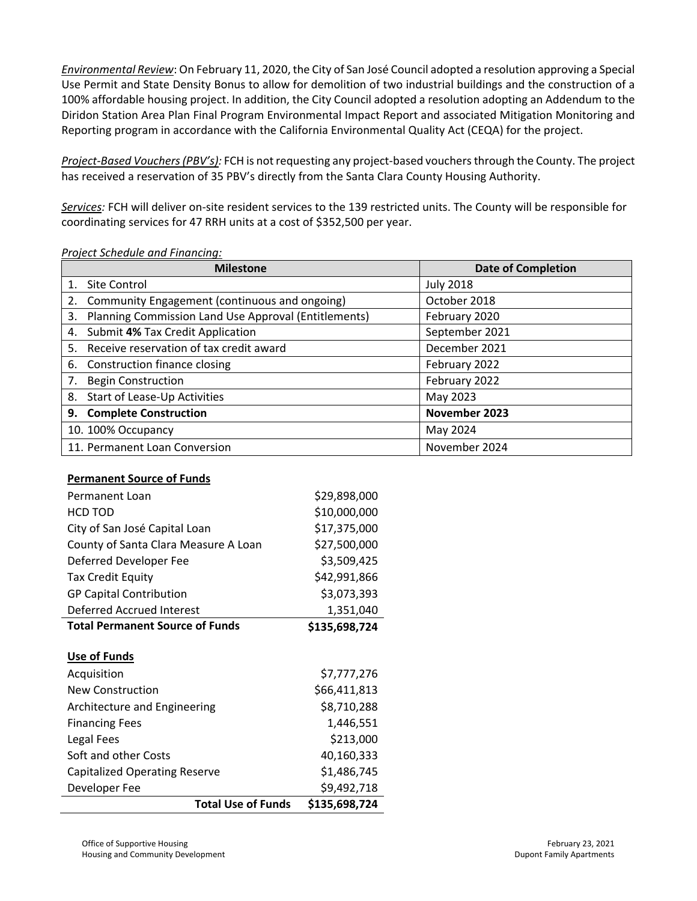*Environmental Review*: On February 11, 2020, the City of San José Council adopted a resolution approving a Special Use Permit and State Density Bonus to allow for demolition of two industrial buildings and the construction of a 100% affordable housing project. In addition, the City Council adopted a resolution adopting an Addendum to the Diridon Station Area Plan Final Program Environmental Impact Report and associated Mitigation Monitoring and Reporting program in accordance with the California Environmental Quality Act (CEQA) for the project.

*Project-Based Vouchers (PBV's):* FCH is not requesting any project-based vouchers through the County. The project has received a reservation of 35 PBV's directly from the Santa Clara County Housing Authority.

*Services:* FCH will deliver on-site resident services to the 139 restricted units. The County will be responsible for coordinating services for 47 RRH units at a cost of $352,500 per year.

*Project Schedule and Financing:*

| Milestone | Date of Completion |
|---|---|
| 1. Site Control | July 2018 |
| 2. Community Engagement (continuous and ongoing) | October 2018 |
| 3. Planning Commission Land Use Approval (Entitlements) | February 2020 |
| 4. Submit **4%** Tax Credit Application | September 2021 |
| 5. Receive reservation of tax credit award | December 2021 |
| 6. Construction finance closing | February 2022 |
| 7. Begin Construction | February 2022 |
| 8. Start of Lease-Up Activities | May 2023 |
| **9. Complete Construction** | **November 2023** |
| 10. 100% Occupancy | May 2024 |
| 11. Permanent Loan Conversion | November 2024 |

| **Permanent Source of Funds** | |
|---|---|
| Permanent Loan | $29,898,000 |
| HCD TOD | $10,000,000 |
| City of San José Capital Loan | $17,375,000 |
| County of Santa Clara Measure A Loan | $27,500,000 |
| Deferred Developer Fee | $3,509,425 |
| Tax Credit Equity | $42,991,866 |
| GP Capital Contribution | $3,073,393 |
| Deferred Accrued Interest | 1,351,040 |
| **Total Permanent Source of Funds** | **$135,698,724** |

| **Use of Funds** | |
|---|---|
| Acquisition | $7,777,276 |
| New Construction | $66,411,813 |
| Architecture and Engineering | $8,710,288 |
| Financing Fees | 1,446,551 |
| Legal Fees | $213,000 |
| Soft and other Costs | 40,160,333 |
| Capitalized Operating Reserve | $1,486,745 |
| Developer Fee | $9,492,718 |
| **Total Use of Funds** | **$135,698,724** |